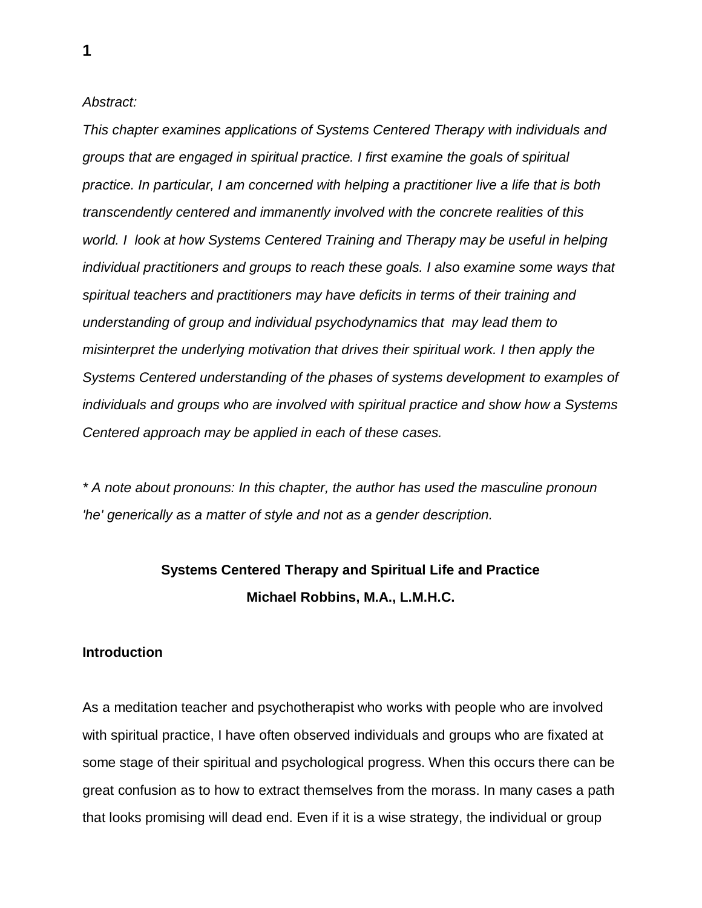*Abstract:*

*This chapter examines applications of Systems Centered Therapy with individuals and groups that are engaged in spiritual practice. I first examine the goals of spiritual practice. In particular, I am concerned with helping a practitioner live a life that is both transcendently centered and immanently involved with the concrete realities of this world. I look at how Systems Centered Training and Therapy may be useful in helping individual practitioners and groups to reach these goals. I also examine some ways that spiritual teachers and practitioners may have deficits in terms of their training and understanding of group and individual psychodynamics that may lead them to misinterpret the underlying motivation that drives their spiritual work. I then apply the Systems Centered understanding of the phases of systems development to examples of individuals and groups who are involved with spiritual practice and show how a Systems Centered approach may be applied in each of these cases.*

** A note about pronouns: In this chapter, the author has used the masculine pronoun 'he' generically as a matter of style and not as a gender description.*

# Systems Centered Therapy and Spiritual Life and Practice

**Michael Robbins, M.A., L.M.H.C.**

## Introduction

As a meditation teacher and psychotherapist who works with people who are involved with spiritual practice, I have often observed individuals and groups who are fixated at some stage of their spiritual and psychological progress. When this occurs there can be great confusion as to how to extract themselves from the morass. In many cases a path that looks promising will dead end. Even if it is a wise strategy, the individual or group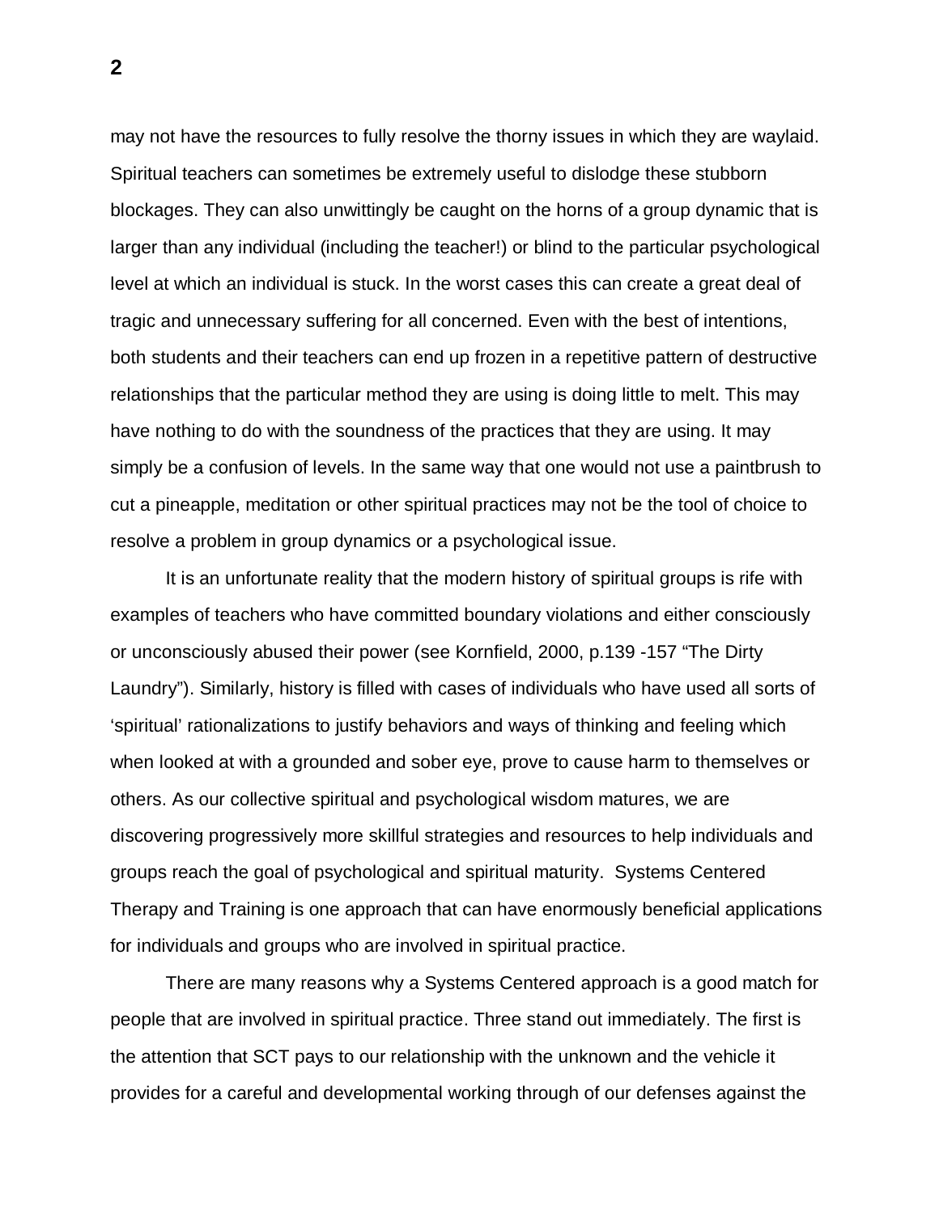may not have the resources to fully resolve the thorny issues in which they are waylaid. Spiritual teachers can sometimes be extremely useful to dislodge these stubborn blockages. They can also unwittingly be caught on the horns of a group dynamic that is larger than any individual (including the teacher!) or blind to the particular psychological level at which an individual is stuck. In the worst cases this can create a great deal of tragic and unnecessary suffering for all concerned. Even with the best of intentions, both students and their teachers can end up frozen in a repetitive pattern of destructive relationships that the particular method they are using is doing little to melt. This may have nothing to do with the soundness of the practices that they are using. It may simply be a confusion of levels. In the same way that one would not use a paintbrush to cut a pineapple, meditation or other spiritual practices may not be the tool of choice to resolve a problem in group dynamics or a psychological issue.

It is an unfortunate reality that the modern history of spiritual groups is rife with examples of teachers who have committed boundary violations and either consciously or unconsciously abused their power (see Kornfield, 2000, p.139 -157 "The Dirty Laundry"). Similarly, history is filled with cases of individuals who have used all sorts of 'spiritual' rationalizations to justify behaviors and ways of thinking and feeling which when looked at with a grounded and sober eye, prove to cause harm to themselves or others. As our collective spiritual and psychological wisdom matures, we are discovering progressively more skillful strategies and resources to help individuals and groups reach the goal of psychological and spiritual maturity. Systems Centered Therapy and Training is one approach that can have enormously beneficial applications for individuals and groups who are involved in spiritual practice.

There are many reasons why a Systems Centered approach is a good match for people that are involved in spiritual practice. Three stand out immediately. The first is the attention that SCT pays to our relationship with the unknown and the vehicle it provides for a careful and developmental working through of our defenses against the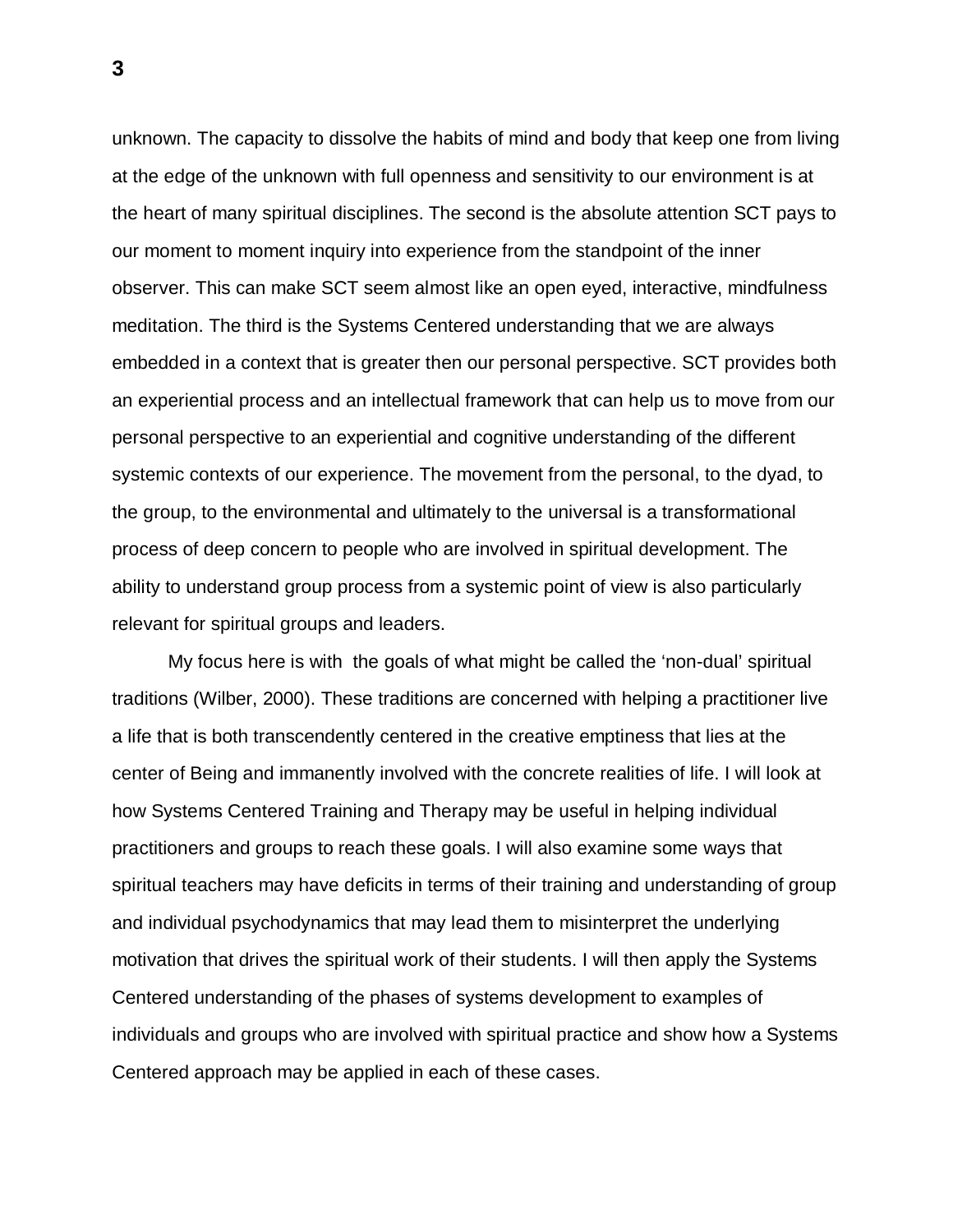unknown. The capacity to dissolve the habits of mind and body that keep one from living at the edge of the unknown with full openness and sensitivity to our environment is at the heart of many spiritual disciplines. The second is the absolute attention SCT pays to our moment to moment inquiry into experience from the standpoint of the inner observer. This can make SCT seem almost like an open eyed, interactive, mindfulness meditation. The third is the Systems Centered understanding that we are always embedded in a context that is greater then our personal perspective. SCT provides both an experiential process and an intellectual framework that can help us to move from our personal perspective to an experiential and cognitive understanding of the different systemic contexts of our experience. The movement from the personal, to the dyad, to the group, to the environmental and ultimately to the universal is a transformational process of deep concern to people who are involved in spiritual development. The ability to understand group process from a systemic point of view is also particularly relevant for spiritual groups and leaders.

My focus here is with the goals of what might be called the 'non-dual' spiritual traditions (Wilber, 2000). These traditions are concerned with helping a practitioner live a life that is both transcendently centered in the creative emptiness that lies at the center of Being and immanently involved with the concrete realities of life. I will look at how Systems Centered Training and Therapy may be useful in helping individual practitioners and groups to reach these goals. I will also examine some ways that spiritual teachers may have deficits in terms of their training and understanding of group and individual psychodynamics that may lead them to misinterpret the underlying motivation that drives the spiritual work of their students. I will then apply the Systems Centered understanding of the phases of systems development to examples of individuals and groups who are involved with spiritual practice and show how a Systems Centered approach may be applied in each of these cases.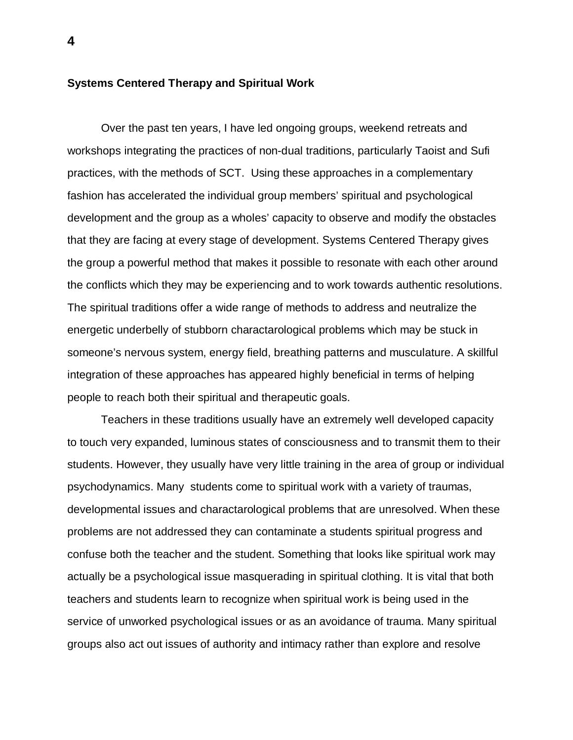## Systems Centered Therapy and Spiritual Work

Over the past ten years, I have led ongoing groups, weekend retreats and workshops integrating the practices of non-dual traditions, particularly Taoist and Sufi practices, with the methods of SCT. Using these approaches in a complementary fashion has accelerated the individual group members' spiritual and psychological development and the group as a wholes' capacity to observe and modify the obstacles that they are facing at every stage of development. Systems Centered Therapy gives the group a powerful method that makes it possible to resonate with each other around the conflicts which they may be experiencing and to work towards authentic resolutions. The spiritual traditions offer a wide range of methods to address and neutralize the energetic underbelly of stubborn charactarological problems which may be stuck in someone's nervous system, energy field, breathing patterns and musculature. A skillful integration of these approaches has appeared highly beneficial in terms of helping people to reach both their spiritual and therapeutic goals.

Teachers in these traditions usually have an extremely well developed capacity to touch very expanded, luminous states of consciousness and to transmit them to their students. However, they usually have very little training in the area of group or individual psychodynamics. Many students come to spiritual work with a variety of traumas, developmental issues and charactarological problems that are unresolved. When these problems are not addressed they can contaminate a students spiritual progress and confuse both the teacher and the student. Something that looks like spiritual work may actually be a psychological issue masquerading in spiritual clothing. It is vital that both teachers and students learn to recognize when spiritual work is being used in the service of unworked psychological issues or as an avoidance of trauma. Many spiritual groups also act out issues of authority and intimacy rather than explore and resolve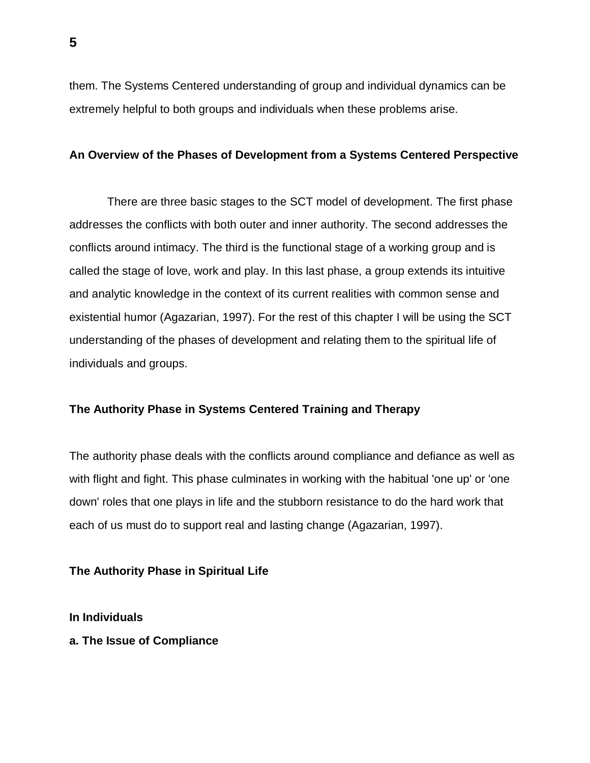them. The Systems Centered understanding of group and individual dynamics can be extremely helpful to both groups and individuals when these problems arise.

## An Overview of the Phases of Development from a Systems Centered Perspective

There are three basic stages to the SCT model of development. The first phase addresses the conflicts with both outer and inner authority. The second addresses the conflicts around intimacy. The third is the functional stage of a working group and is called the stage of love, work and play. In this last phase, a group extends its intuitive and analytic knowledge in the context of its current realities with common sense and existential humor (Agazarian, 1997). For the rest of this chapter I will be using the SCT understanding of the phases of development and relating them to the spiritual life of individuals and groups.

## The Authority Phase in Systems Centered Training and Therapy

The authority phase deals with the conflicts around compliance and defiance as well as with flight and fight. This phase culminates in working with the habitual 'one up' or 'one down' roles that one plays in life and the stubborn resistance to do the hard work that each of us must do to support real and lasting change (Agazarian, 1997).

## The Authority Phase in Spiritual Life

### In Individuals

#### a. The Issue of Compliance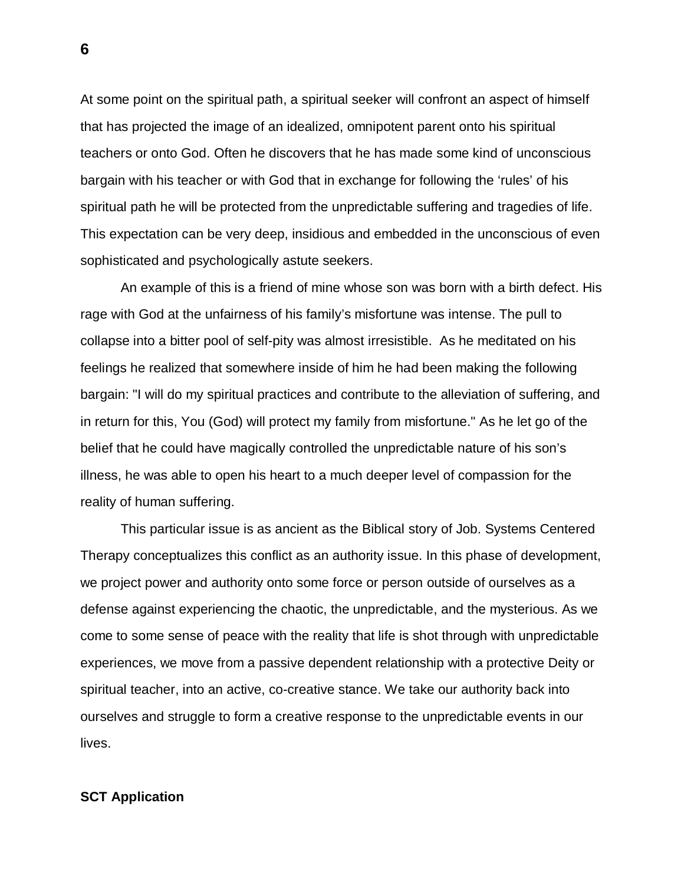At some point on the spiritual path, a spiritual seeker will confront an aspect of himself that has projected the image of an idealized, omnipotent parent onto his spiritual teachers or onto God. Often he discovers that he has made some kind of unconscious bargain with his teacher or with God that in exchange for following the 'rules' of his spiritual path he will be protected from the unpredictable suffering and tragedies of life. This expectation can be very deep, insidious and embedded in the unconscious of even sophisticated and psychologically astute seekers.

An example of this is a friend of mine whose son was born with a birth defect. His rage with God at the unfairness of his family's misfortune was intense. The pull to collapse into a bitter pool of self-pity was almost irresistible. As he meditated on his feelings he realized that somewhere inside of him he had been making the following bargain: "I will do my spiritual practices and contribute to the alleviation of suffering, and in return for this, You (God) will protect my family from misfortune." As he let go of the belief that he could have magically controlled the unpredictable nature of his son's illness, he was able to open his heart to a much deeper level of compassion for the reality of human suffering.

This particular issue is as ancient as the Biblical story of Job. Systems Centered Therapy conceptualizes this conflict as an authority issue. In this phase of development, we project power and authority onto some force or person outside of ourselves as a defense against experiencing the chaotic, the unpredictable, and the mysterious. As we come to some sense of peace with the reality that life is shot through with unpredictable experiences, we move from a passive dependent relationship with a protective Deity or spiritual teacher, into an active, co-creative stance. We take our authority back into ourselves and struggle to form a creative response to the unpredictable events in our lives.

**SCT Application**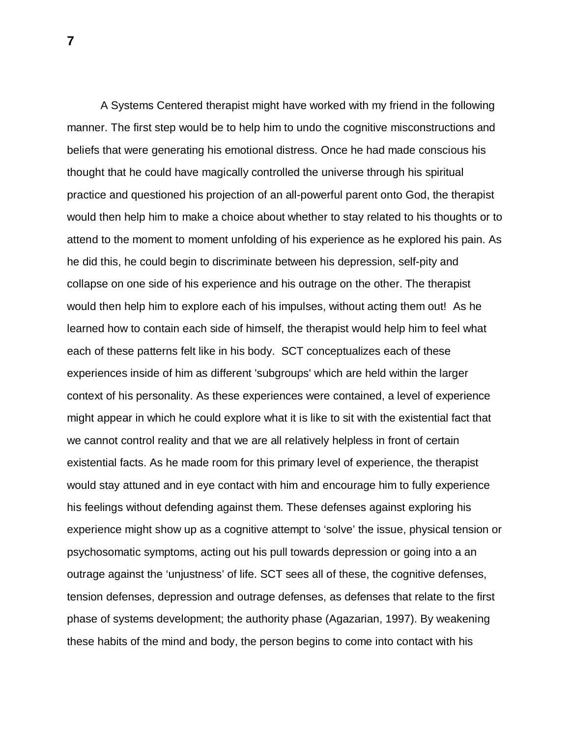A Systems Centered therapist might have worked with my friend in the following manner. The first step would be to help him to undo the cognitive misconstructions and beliefs that were generating his emotional distress. Once he had made conscious his thought that he could have magically controlled the universe through his spiritual practice and questioned his projection of an all-powerful parent onto God, the therapist would then help him to make a choice about whether to stay related to his thoughts or to attend to the moment to moment unfolding of his experience as he explored his pain. As he did this, he could begin to discriminate between his depression, self-pity and collapse on one side of his experience and his outrage on the other. The therapist would then help him to explore each of his impulses, without acting them out! As he learned how to contain each side of himself, the therapist would help him to feel what each of these patterns felt like in his body. SCT conceptualizes each of these experiences inside of him as different 'subgroups' which are held within the larger context of his personality. As these experiences were contained, a level of experience might appear in which he could explore what it is like to sit with the existential fact that we cannot control reality and that we are all relatively helpless in front of certain existential facts. As he made room for this primary level of experience, the therapist would stay attuned and in eye contact with him and encourage him to fully experience his feelings without defending against them. These defenses against exploring his experience might show up as a cognitive attempt to 'solve' the issue, physical tension or psychosomatic symptoms, acting out his pull towards depression or going into a an outrage against the 'unjustness' of life. SCT sees all of these, the cognitive defenses, tension defenses, depression and outrage defenses, as defenses that relate to the first phase of systems development; the authority phase (Agazarian, 1997). By weakening these habits of the mind and body, the person begins to come into contact with his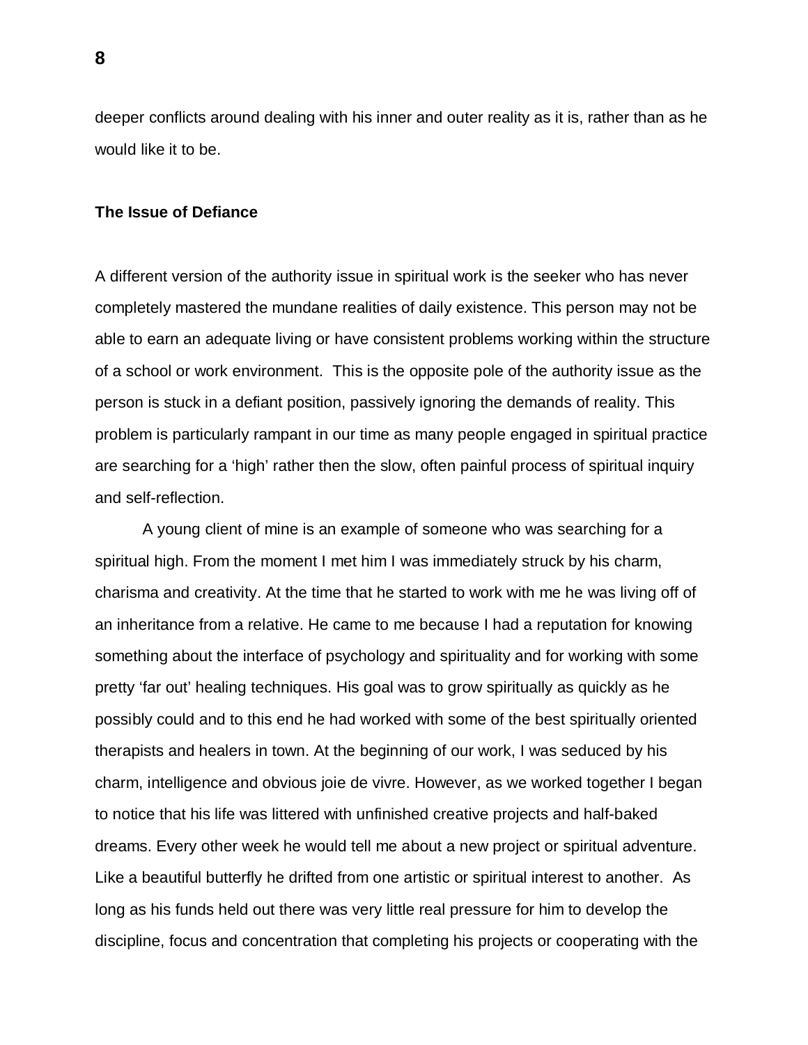deeper conflicts around dealing with his inner and outer reality as it is, rather than as he would like it to be.

**The Issue of Defiance**

A different version of the authority issue in spiritual work is the seeker who has never completely mastered the mundane realities of daily existence. This person may not be able to earn an adequate living or have consistent problems working within the structure of a school or work environment. This is the opposite pole of the authority issue as the person is stuck in a defiant position, passively ignoring the demands of reality. This problem is particularly rampant in our time as many people engaged in spiritual practice are searching for a 'high' rather then the slow, often painful process of spiritual inquiry and self-reflection.

A young client of mine is an example of someone who was searching for a spiritual high. From the moment I met him I was immediately struck by his charm, charisma and creativity. At the time that he started to work with me he was living off of an inheritance from a relative. He came to me because I had a reputation for knowing something about the interface of psychology and spirituality and for working with some pretty 'far out' healing techniques. His goal was to grow spiritually as quickly as he possibly could and to this end he had worked with some of the best spiritually oriented therapists and healers in town. At the beginning of our work, I was seduced by his charm, intelligence and obvious joie de vivre. However, as we worked together I began to notice that his life was littered with unfinished creative projects and half-baked dreams. Every other week he would tell me about a new project or spiritual adventure. Like a beautiful butterfly he drifted from one artistic or spiritual interest to another. As long as his funds held out there was very little real pressure for him to develop the discipline, focus and concentration that completing his projects or cooperating with the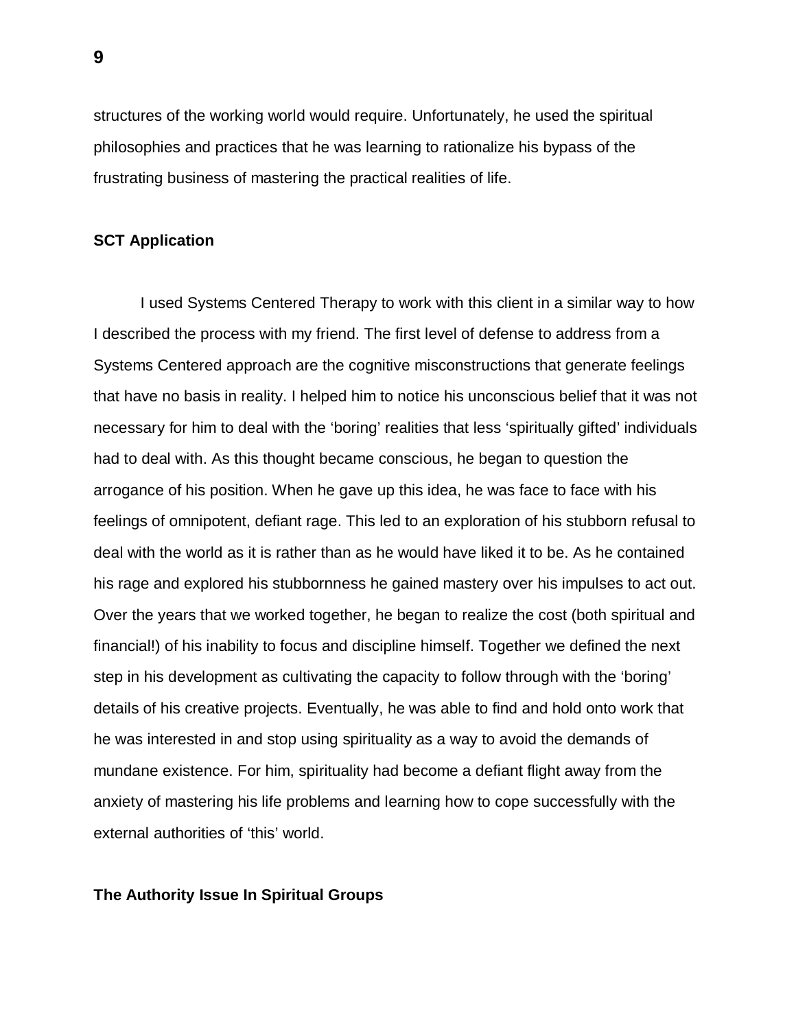structures of the working world would require. Unfortunately, he used the spiritual philosophies and practices that he was learning to rationalize his bypass of the frustrating business of mastering the practical realities of life.

### SCT Application

I used Systems Centered Therapy to work with this client in a similar way to how I described the process with my friend. The first level of defense to address from a Systems Centered approach are the cognitive misconstructions that generate feelings that have no basis in reality. I helped him to notice his unconscious belief that it was not necessary for him to deal with the 'boring' realities that less 'spiritually gifted' individuals had to deal with. As this thought became conscious, he began to question the arrogance of his position. When he gave up this idea, he was face to face with his feelings of omnipotent, defiant rage. This led to an exploration of his stubborn refusal to deal with the world as it is rather than as he would have liked it to be. As he contained his rage and explored his stubbornness he gained mastery over his impulses to act out. Over the years that we worked together, he began to realize the cost (both spiritual and financial!) of his inability to focus and discipline himself. Together we defined the next step in his development as cultivating the capacity to follow through with the 'boring' details of his creative projects. Eventually, he was able to find and hold onto work that he was interested in and stop using spirituality as a way to avoid the demands of mundane existence. For him, spirituality had become a defiant flight away from the anxiety of mastering his life problems and learning how to cope successfully with the external authorities of 'this' world.

### The Authority Issue In Spiritual Groups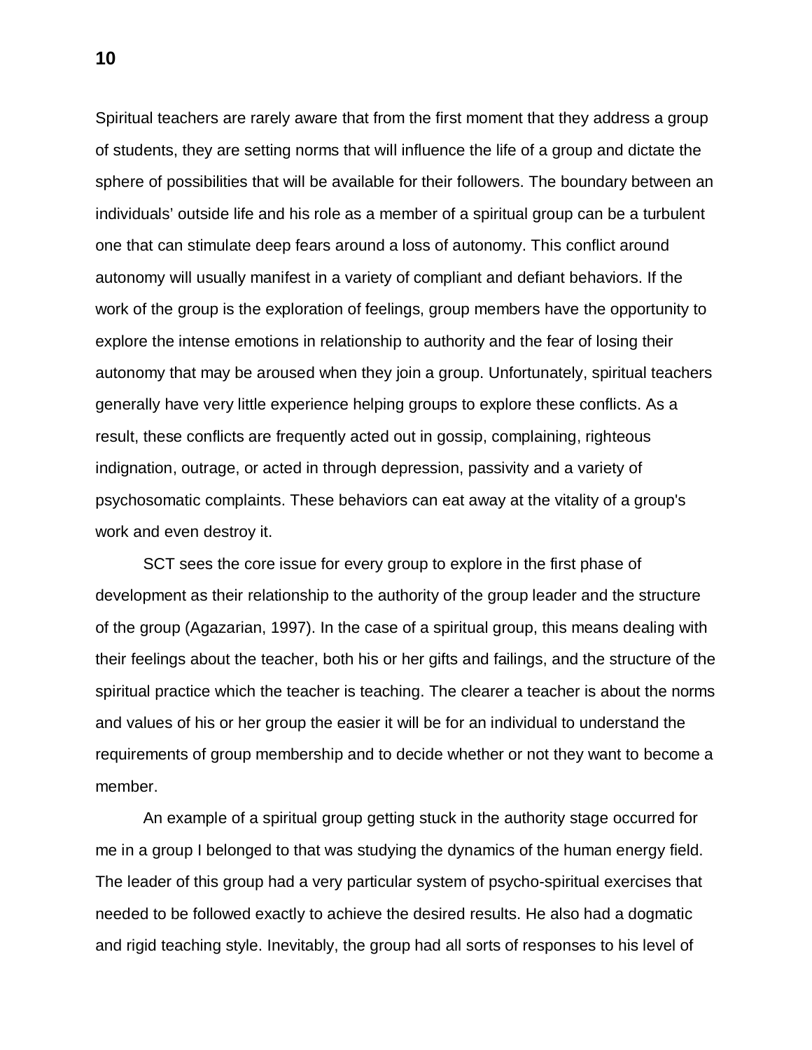Spiritual teachers are rarely aware that from the first moment that they address a group of students, they are setting norms that will influence the life of a group and dictate the sphere of possibilities that will be available for their followers. The boundary between an individuals' outside life and his role as a member of a spiritual group can be a turbulent one that can stimulate deep fears around a loss of autonomy. This conflict around autonomy will usually manifest in a variety of compliant and defiant behaviors. If the work of the group is the exploration of feelings, group members have the opportunity to explore the intense emotions in relationship to authority and the fear of losing their autonomy that may be aroused when they join a group. Unfortunately, spiritual teachers generally have very little experience helping groups to explore these conflicts. As a result, these conflicts are frequently acted out in gossip, complaining, righteous indignation, outrage, or acted in through depression, passivity and a variety of psychosomatic complaints. These behaviors can eat away at the vitality of a group's work and even destroy it.

SCT sees the core issue for every group to explore in the first phase of development as their relationship to the authority of the group leader and the structure of the group (Agazarian, 1997). In the case of a spiritual group, this means dealing with their feelings about the teacher, both his or her gifts and failings, and the structure of the spiritual practice which the teacher is teaching. The clearer a teacher is about the norms and values of his or her group the easier it will be for an individual to understand the requirements of group membership and to decide whether or not they want to become a member.

An example of a spiritual group getting stuck in the authority stage occurred for me in a group I belonged to that was studying the dynamics of the human energy field. The leader of this group had a very particular system of psycho-spiritual exercises that needed to be followed exactly to achieve the desired results. He also had a dogmatic and rigid teaching style. Inevitably, the group had all sorts of responses to his level of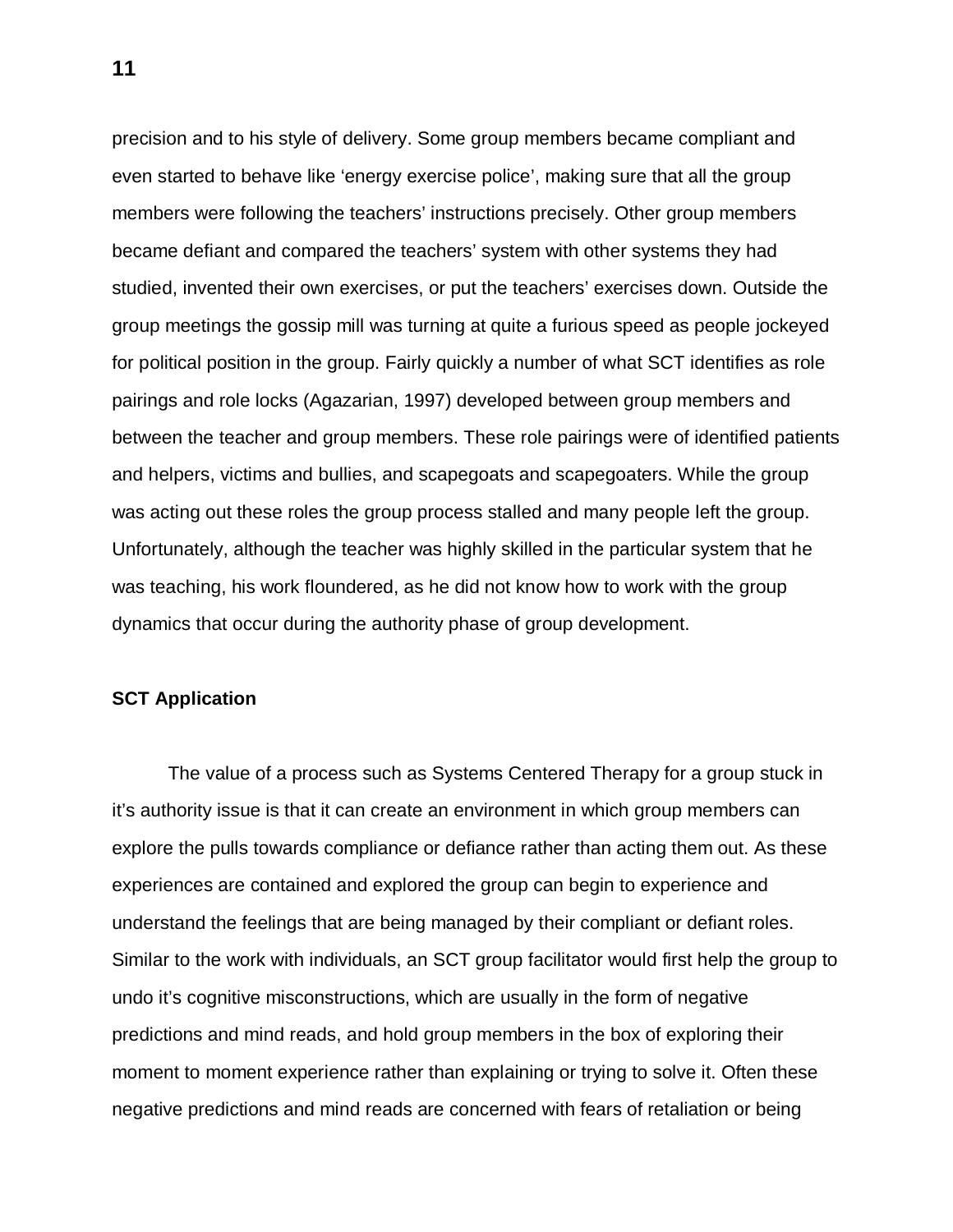precision and to his style of delivery. Some group members became compliant and even started to behave like 'energy exercise police', making sure that all the group members were following the teachers' instructions precisely. Other group members became defiant and compared the teachers' system with other systems they had studied, invented their own exercises, or put the teachers' exercises down. Outside the group meetings the gossip mill was turning at quite a furious speed as people jockeyed for political position in the group. Fairly quickly a number of what SCT identifies as role pairings and role locks (Agazarian, 1997) developed between group members and between the teacher and group members. These role pairings were of identified patients and helpers, victims and bullies, and scapegoats and scapegoaters. While the group was acting out these roles the group process stalled and many people left the group. Unfortunately, although the teacher was highly skilled in the particular system that he was teaching, his work floundered, as he did not know how to work with the group dynamics that occur during the authority phase of group development.

**SCT Application**

The value of a process such as Systems Centered Therapy for a group stuck in it's authority issue is that it can create an environment in which group members can explore the pulls towards compliance or defiance rather than acting them out. As these experiences are contained and explored the group can begin to experience and understand the feelings that are being managed by their compliant or defiant roles. Similar to the work with individuals, an SCT group facilitator would first help the group to undo it's cognitive misconstructions, which are usually in the form of negative predictions and mind reads, and hold group members in the box of exploring their moment to moment experience rather than explaining or trying to solve it. Often these negative predictions and mind reads are concerned with fears of retaliation or being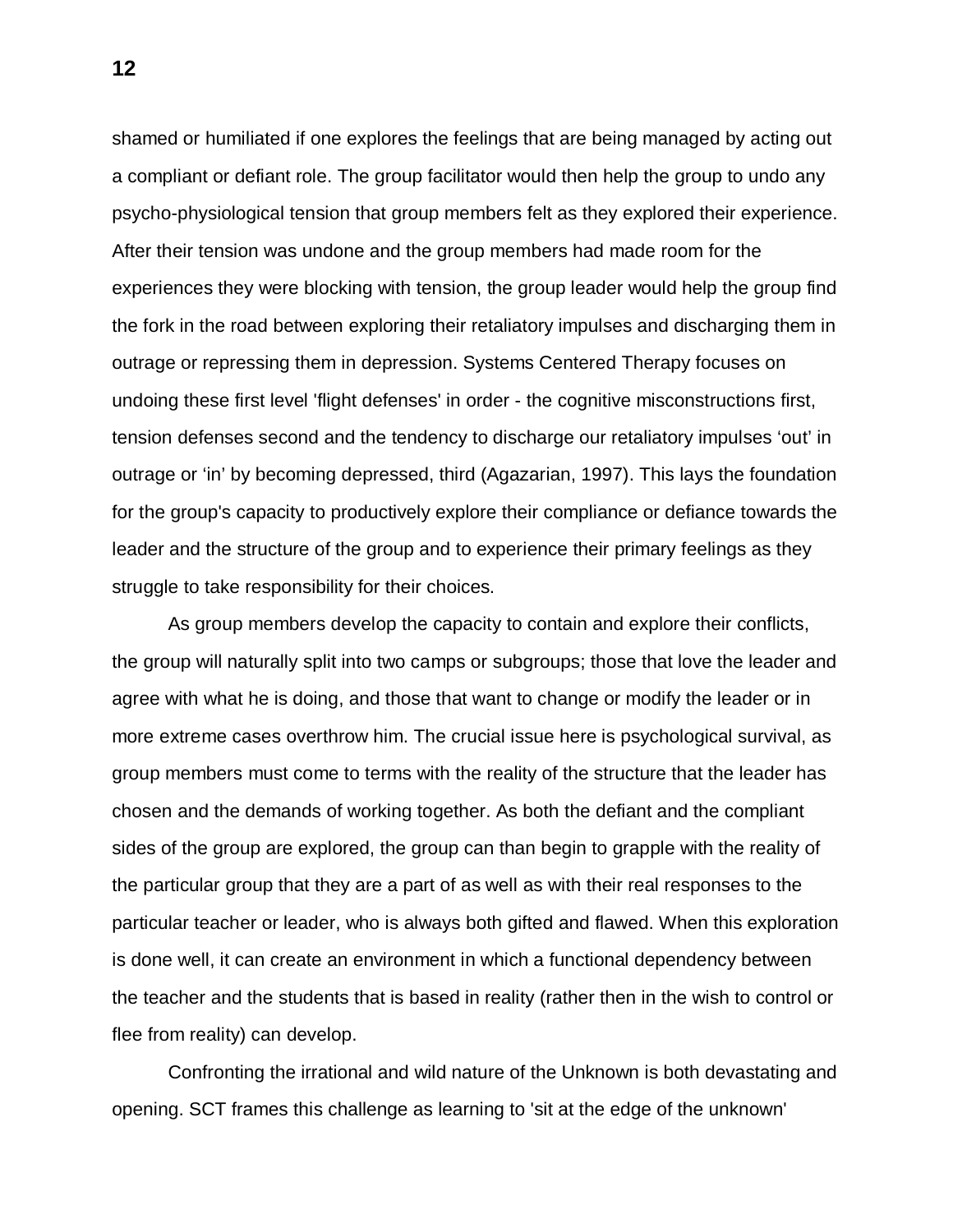shamed or humiliated if one explores the feelings that are being managed by acting out a compliant or defiant role. The group facilitator would then help the group to undo any psycho-physiological tension that group members felt as they explored their experience. After their tension was undone and the group members had made room for the experiences they were blocking with tension, the group leader would help the group find the fork in the road between exploring their retaliatory impulses and discharging them in outrage or repressing them in depression. Systems Centered Therapy focuses on undoing these first level 'flight defenses' in order - the cognitive misconstructions first, tension defenses second and the tendency to discharge our retaliatory impulses ‘out’ in outrage or ‘in’ by becoming depressed, third (Agazarian, 1997). This lays the foundation for the group's capacity to productively explore their compliance or defiance towards the leader and the structure of the group and to experience their primary feelings as they struggle to take responsibility for their choices.

As group members develop the capacity to contain and explore their conflicts, the group will naturally split into two camps or subgroups; those that love the leader and agree with what he is doing, and those that want to change or modify the leader or in more extreme cases overthrow him. The crucial issue here is psychological survival, as group members must come to terms with the reality of the structure that the leader has chosen and the demands of working together. As both the defiant and the compliant sides of the group are explored, the group can than begin to grapple with the reality of the particular group that they are a part of as well as with their real responses to the particular teacher or leader, who is always both gifted and flawed. When this exploration is done well, it can create an environment in which a functional dependency between the teacher and the students that is based in reality (rather then in the wish to control or flee from reality) can develop.

Confronting the irrational and wild nature of the Unknown is both devastating and opening. SCT frames this challenge as learning to 'sit at the edge of the unknown'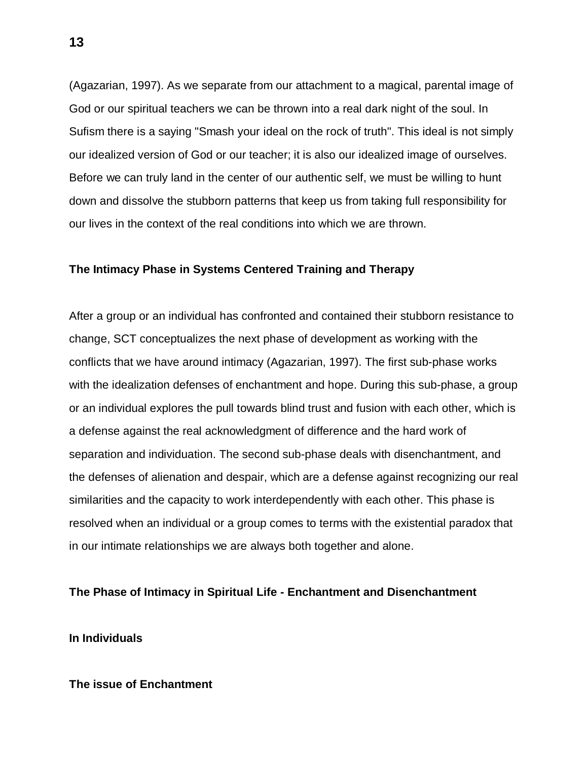(Agazarian, 1997). As we separate from our attachment to a magical, parental image of God or our spiritual teachers we can be thrown into a real dark night of the soul. In Sufism there is a saying "Smash your ideal on the rock of truth". This ideal is not simply our idealized version of God or our teacher; it is also our idealized image of ourselves. Before we can truly land in the center of our authentic self, we must be willing to hunt down and dissolve the stubborn patterns that keep us from taking full responsibility for our lives in the context of the real conditions into which we are thrown.

**The Intimacy Phase in Systems Centered Training and Therapy**

After a group or an individual has confronted and contained their stubborn resistance to change, SCT conceptualizes the next phase of development as working with the conflicts that we have around intimacy (Agazarian, 1997). The first sub-phase works with the idealization defenses of enchantment and hope. During this sub-phase, a group or an individual explores the pull towards blind trust and fusion with each other, which is a defense against the real acknowledgment of difference and the hard work of separation and individuation. The second sub-phase deals with disenchantment, and the defenses of alienation and despair, which are a defense against recognizing our real similarities and the capacity to work interdependently with each other. This phase is resolved when an individual or a group comes to terms with the existential paradox that in our intimate relationships we are always both together and alone.

**The Phase of Intimacy in Spiritual Life - Enchantment and Disenchantment**

**In Individuals**

**The issue of Enchantment**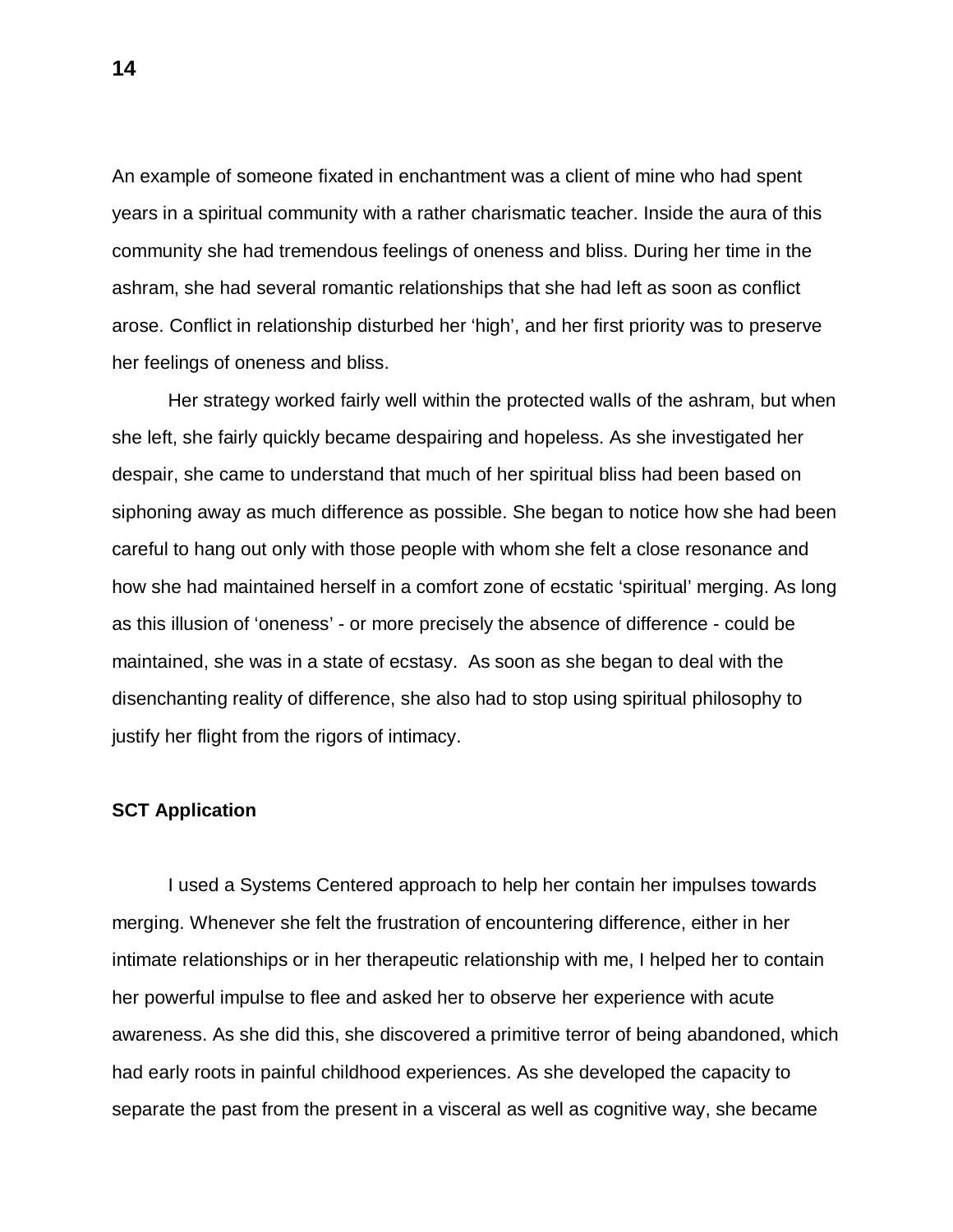An example of someone fixated in enchantment was a client of mine who had spent years in a spiritual community with a rather charismatic teacher. Inside the aura of this community she had tremendous feelings of oneness and bliss. During her time in the ashram, she had several romantic relationships that she had left as soon as conflict arose. Conflict in relationship disturbed her 'high', and her first priority was to preserve her feelings of oneness and bliss.

Her strategy worked fairly well within the protected walls of the ashram, but when she left, she fairly quickly became despairing and hopeless. As she investigated her despair, she came to understand that much of her spiritual bliss had been based on siphoning away as much difference as possible. She began to notice how she had been careful to hang out only with those people with whom she felt a close resonance and how she had maintained herself in a comfort zone of ecstatic 'spiritual' merging. As long as this illusion of 'oneness' - or more precisely the absence of difference - could be maintained, she was in a state of ecstasy. As soon as she began to deal with the disenchanting reality of difference, she also had to stop using spiritual philosophy to justify her flight from the rigors of intimacy.

### SCT Application

I used a Systems Centered approach to help her contain her impulses towards merging. Whenever she felt the frustration of encountering difference, either in her intimate relationships or in her therapeutic relationship with me, I helped her to contain her powerful impulse to flee and asked her to observe her experience with acute awareness. As she did this, she discovered a primitive terror of being abandoned, which had early roots in painful childhood experiences. As she developed the capacity to separate the past from the present in a visceral as well as cognitive way, she became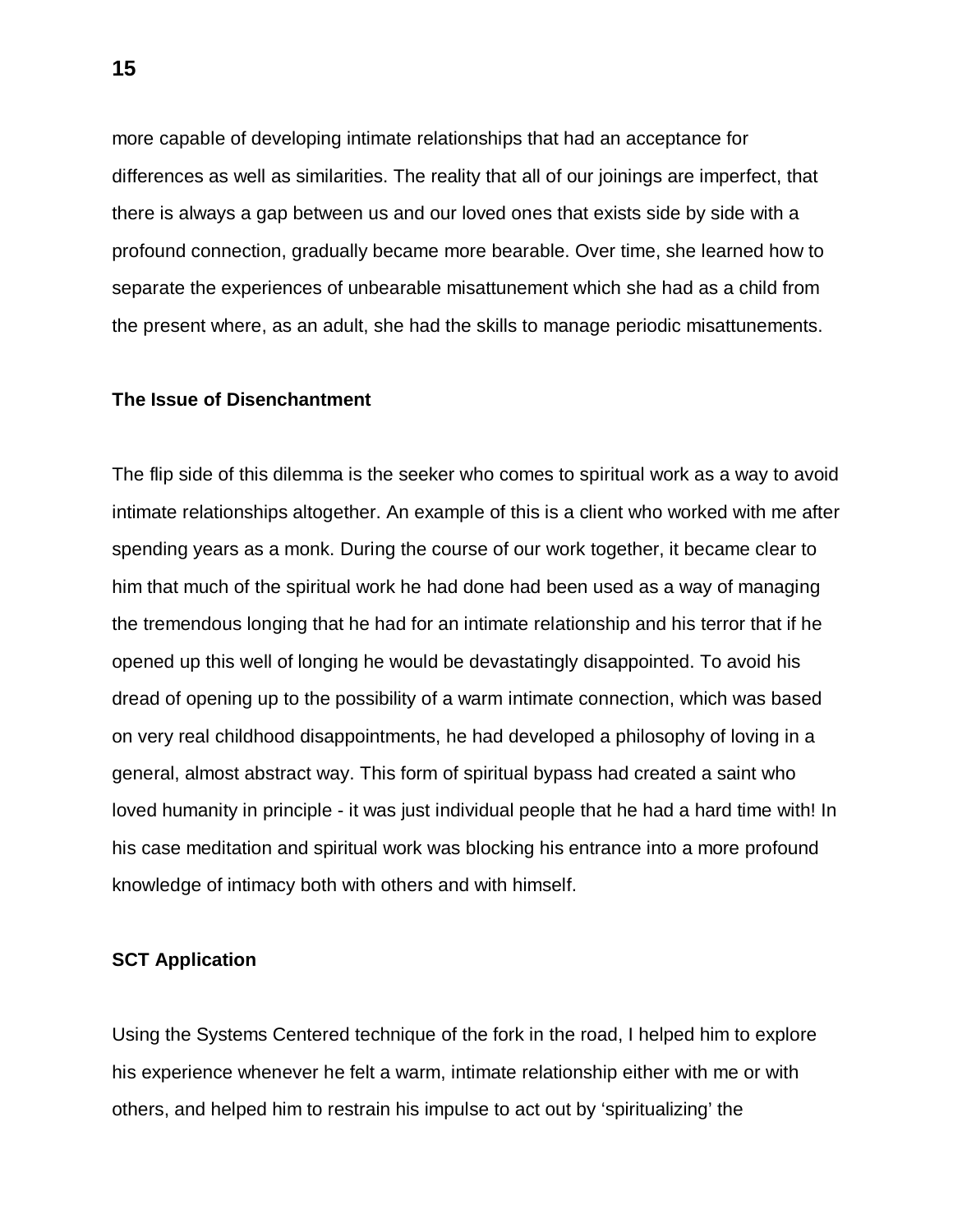more capable of developing intimate relationships that had an acceptance for differences as well as similarities. The reality that all of our joinings are imperfect, that there is always a gap between us and our loved ones that exists side by side with a profound connection, gradually became more bearable. Over time, she learned how to separate the experiences of unbearable misattunement which she had as a child from the present where, as an adult, she had the skills to manage periodic misattunements.

**The Issue of Disenchantment**

The flip side of this dilemma is the seeker who comes to spiritual work as a way to avoid intimate relationships altogether. An example of this is a client who worked with me after spending years as a monk. During the course of our work together, it became clear to him that much of the spiritual work he had done had been used as a way of managing the tremendous longing that he had for an intimate relationship and his terror that if he opened up this well of longing he would be devastatingly disappointed. To avoid his dread of opening up to the possibility of a warm intimate connection, which was based on very real childhood disappointments, he had developed a philosophy of loving in a general, almost abstract way. This form of spiritual bypass had created a saint who loved humanity in principle - it was just individual people that he had a hard time with! In his case meditation and spiritual work was blocking his entrance into a more profound knowledge of intimacy both with others and with himself.

**SCT Application**

Using the Systems Centered technique of the fork in the road, I helped him to explore his experience whenever he felt a warm, intimate relationship either with me or with others, and helped him to restrain his impulse to act out by 'spiritualizing' the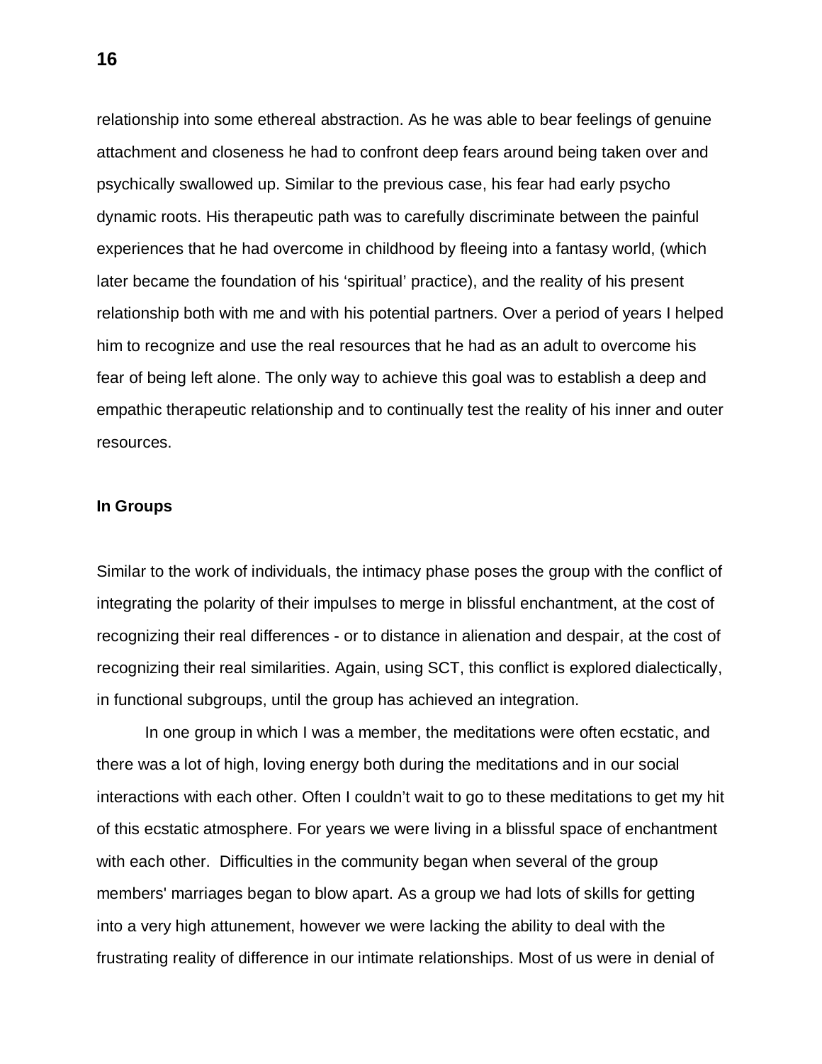relationship into some ethereal abstraction. As he was able to bear feelings of genuine attachment and closeness he had to confront deep fears around being taken over and psychically swallowed up. Similar to the previous case, his fear had early psycho dynamic roots. His therapeutic path was to carefully discriminate between the painful experiences that he had overcome in childhood by fleeing into a fantasy world, (which later became the foundation of his 'spiritual' practice), and the reality of his present relationship both with me and with his potential partners. Over a period of years I helped him to recognize and use the real resources that he had as an adult to overcome his fear of being left alone. The only way to achieve this goal was to establish a deep and empathic therapeutic relationship and to continually test the reality of his inner and outer resources.

**In Groups**

Similar to the work of individuals, the intimacy phase poses the group with the conflict of integrating the polarity of their impulses to merge in blissful enchantment, at the cost of recognizing their real differences - or to distance in alienation and despair, at the cost of recognizing their real similarities. Again, using SCT, this conflict is explored dialectically, in functional subgroups, until the group has achieved an integration.

In one group in which I was a member, the meditations were often ecstatic, and there was a lot of high, loving energy both during the meditations and in our social interactions with each other. Often I couldn't wait to go to these meditations to get my hit of this ecstatic atmosphere. For years we were living in a blissful space of enchantment with each other. Difficulties in the community began when several of the group members' marriages began to blow apart. As a group we had lots of skills for getting into a very high attunement, however we were lacking the ability to deal with the frustrating reality of difference in our intimate relationships. Most of us were in denial of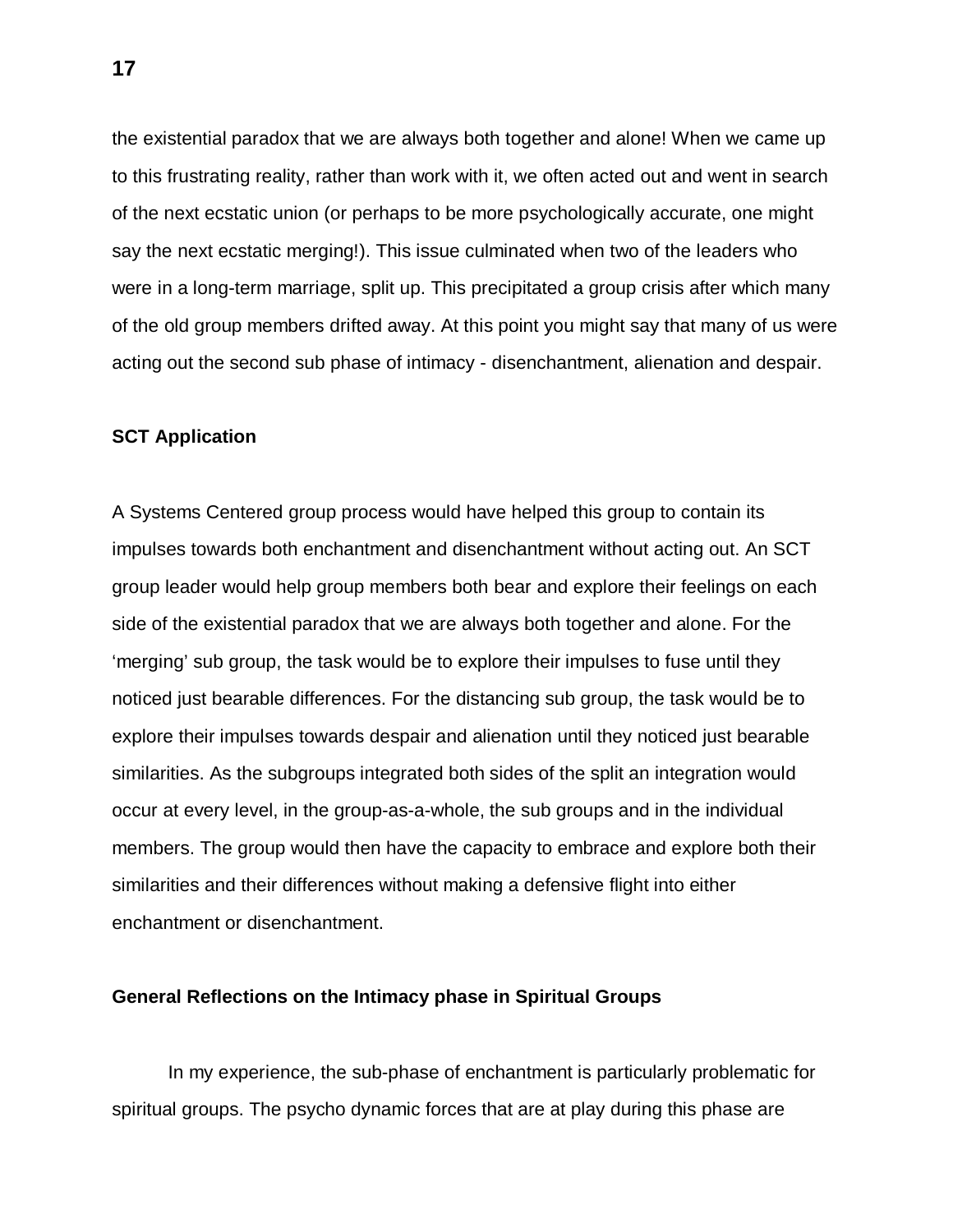the existential paradox that we are always both together and alone! When we came up to this frustrating reality, rather than work with it, we often acted out and went in search of the next ecstatic union (or perhaps to be more psychologically accurate, one might say the next ecstatic merging!). This issue culminated when two of the leaders who were in a long-term marriage, split up. This precipitated a group crisis after which many of the old group members drifted away. At this point you might say that many of us were acting out the second sub phase of intimacy - disenchantment, alienation and despair.

**SCT Application**

A Systems Centered group process would have helped this group to contain its impulses towards both enchantment and disenchantment without acting out. An SCT group leader would help group members both bear and explore their feelings on each side of the existential paradox that we are always both together and alone. For the 'merging' sub group, the task would be to explore their impulses to fuse until they noticed just bearable differences. For the distancing sub group, the task would be to explore their impulses towards despair and alienation until they noticed just bearable similarities. As the subgroups integrated both sides of the split an integration would occur at every level, in the group-as-a-whole, the sub groups and in the individual members. The group would then have the capacity to embrace and explore both their similarities and their differences without making a defensive flight into either enchantment or disenchantment.

**General Reflections on the Intimacy phase in Spiritual Groups**

In my experience, the sub-phase of enchantment is particularly problematic for spiritual groups. The psycho dynamic forces that are at play during this phase are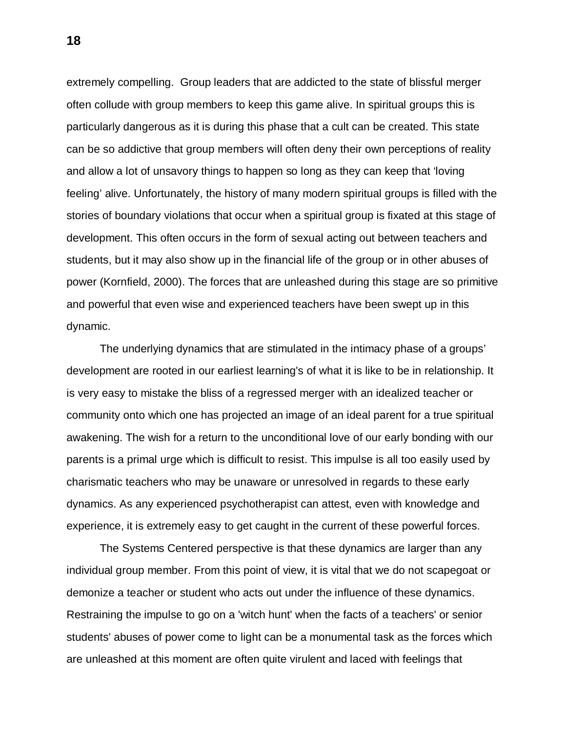extremely compelling.  Group leaders that are addicted to the state of blissful merger often collude with group members to keep this game alive. In spiritual groups this is particularly dangerous as it is during this phase that a cult can be created. This state can be so addictive that group members will often deny their own perceptions of reality and allow a lot of unsavory things to happen so long as they can keep that ‘loving feeling’ alive. Unfortunately, the history of many modern spiritual groups is filled with the stories of boundary violations that occur when a spiritual group is fixated at this stage of development. This often occurs in the form of sexual acting out between teachers and students, but it may also show up in the financial life of the group or in other abuses of power (Kornfield, 2000). The forces that are unleashed during this stage are so primitive and powerful that even wise and experienced teachers have been swept up in this dynamic.

The underlying dynamics that are stimulated in the intimacy phase of a groups’ development are rooted in our earliest learning's of what it is like to be in relationship. It is very easy to mistake the bliss of a regressed merger with an idealized teacher or community onto which one has projected an image of an ideal parent for a true spiritual awakening. The wish for a return to the unconditional love of our early bonding with our parents is a primal urge which is difficult to resist. This impulse is all too easily used by charismatic teachers who may be unaware or unresolved in regards to these early dynamics. As any experienced psychotherapist can attest, even with knowledge and experience, it is extremely easy to get caught in the current of these powerful forces.

The Systems Centered perspective is that these dynamics are larger than any individual group member. From this point of view, it is vital that we do not scapegoat or demonize a teacher or student who acts out under the influence of these dynamics. Restraining the impulse to go on a 'witch hunt' when the facts of a teachers' or senior students' abuses of power come to light can be a monumental task as the forces which are unleashed at this moment are often quite virulent and laced with feelings that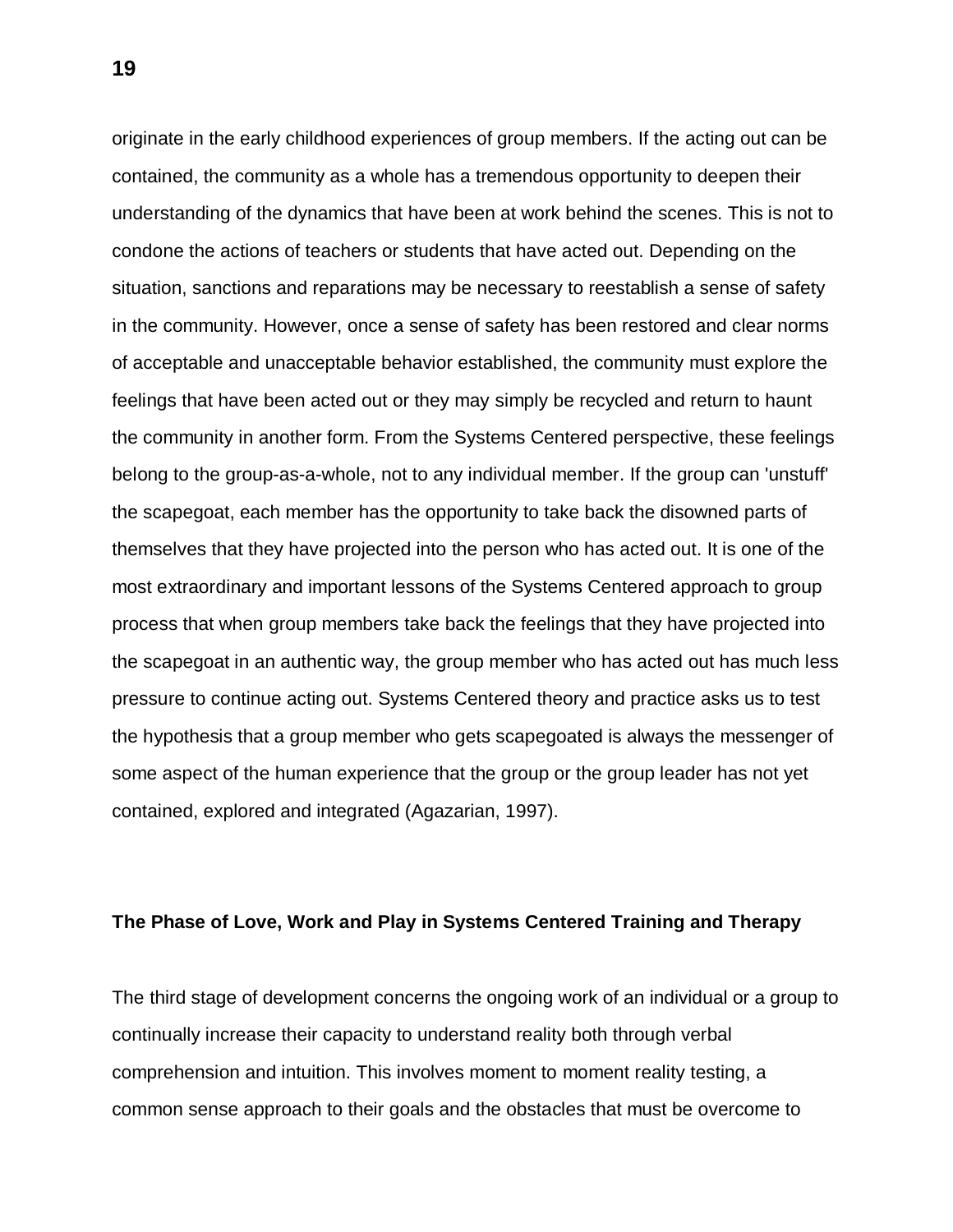originate in the early childhood experiences of group members. If the acting out can be contained, the community as a whole has a tremendous opportunity to deepen their understanding of the dynamics that have been at work behind the scenes. This is not to condone the actions of teachers or students that have acted out. Depending on the situation, sanctions and reparations may be necessary to reestablish a sense of safety in the community. However, once a sense of safety has been restored and clear norms of acceptable and unacceptable behavior established, the community must explore the feelings that have been acted out or they may simply be recycled and return to haunt the community in another form. From the Systems Centered perspective, these feelings belong to the group-as-a-whole, not to any individual member. If the group can 'unstuff' the scapegoat, each member has the opportunity to take back the disowned parts of themselves that they have projected into the person who has acted out. It is one of the most extraordinary and important lessons of the Systems Centered approach to group process that when group members take back the feelings that they have projected into the scapegoat in an authentic way, the group member who has acted out has much less pressure to continue acting out. Systems Centered theory and practice asks us to test the hypothesis that a group member who gets scapegoated is always the messenger of some aspect of the human experience that the group or the group leader has not yet contained, explored and integrated (Agazarian, 1997).

**The Phase of Love, Work and Play in Systems Centered Training and Therapy**

The third stage of development concerns the ongoing work of an individual or a group to continually increase their capacity to understand reality both through verbal comprehension and intuition. This involves moment to moment reality testing, a common sense approach to their goals and the obstacles that must be overcome to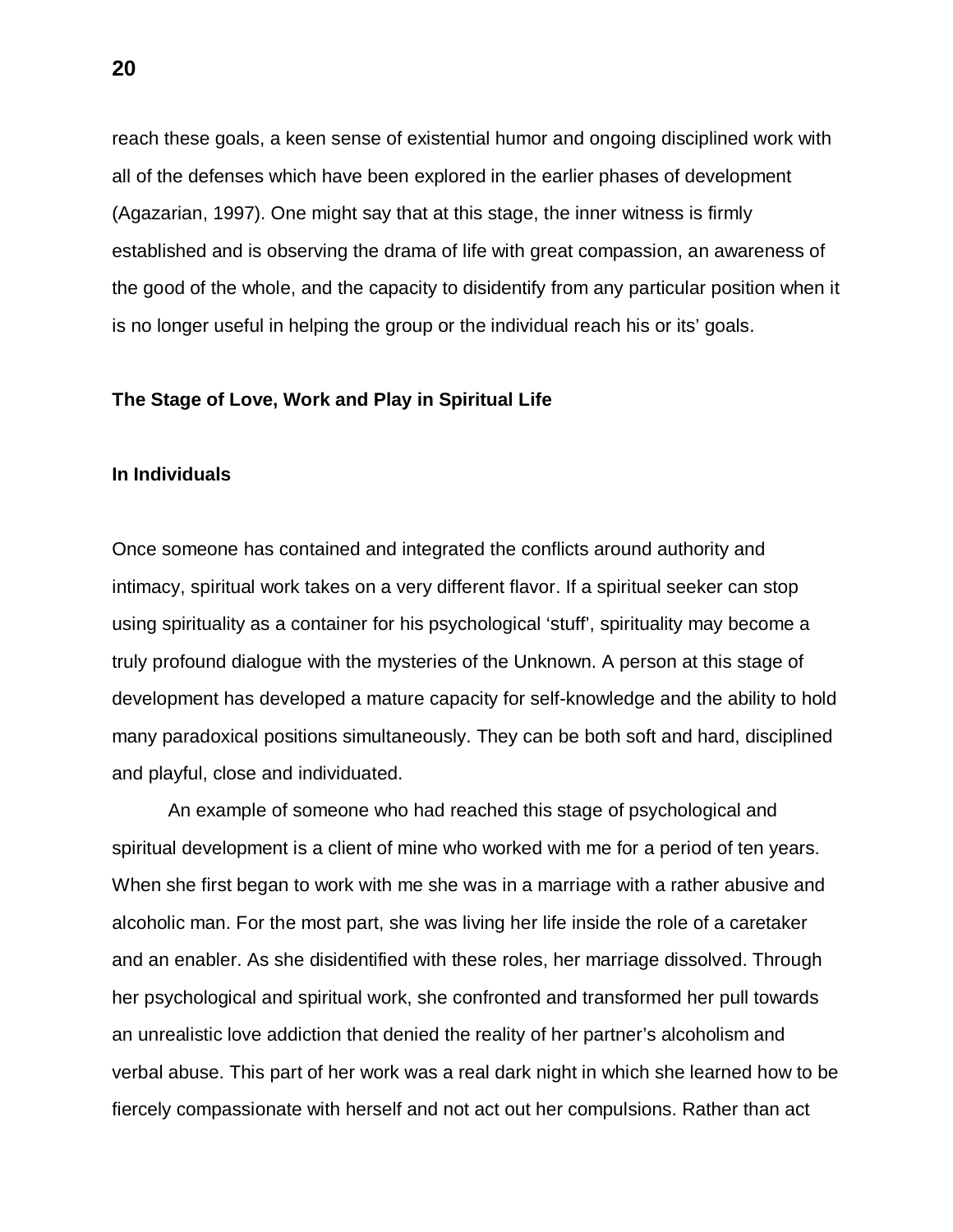reach these goals, a keen sense of existential humor and ongoing disciplined work with all of the defenses which have been explored in the earlier phases of development (Agazarian, 1997). One might say that at this stage, the inner witness is firmly established and is observing the drama of life with great compassion, an awareness of the good of the whole, and the capacity to disidentify from any particular position when it is no longer useful in helping the group or the individual reach his or its' goals.

## The Stage of Love, Work and Play in Spiritual Life

### In Individuals

Once someone has contained and integrated the conflicts around authority and intimacy, spiritual work takes on a very different flavor. If a spiritual seeker can stop using spirituality as a container for his psychological 'stuff', spirituality may become a truly profound dialogue with the mysteries of the Unknown. A person at this stage of development has developed a mature capacity for self-knowledge and the ability to hold many paradoxical positions simultaneously. They can be both soft and hard, disciplined and playful, close and individuated.

An example of someone who had reached this stage of psychological and spiritual development is a client of mine who worked with me for a period of ten years. When she first began to work with me she was in a marriage with a rather abusive and alcoholic man. For the most part, she was living her life inside the role of a caretaker and an enabler. As she disidentified with these roles, her marriage dissolved. Through her psychological and spiritual work, she confronted and transformed her pull towards an unrealistic love addiction that denied the reality of her partner's alcoholism and verbal abuse. This part of her work was a real dark night in which she learned how to be fiercely compassionate with herself and not act out her compulsions. Rather than act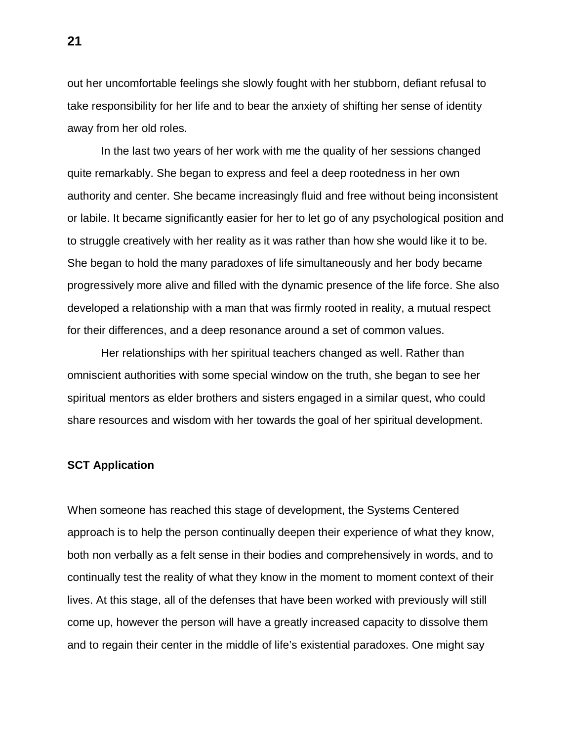out her uncomfortable feelings she slowly fought with her stubborn, defiant refusal to take responsibility for her life and to bear the anxiety of shifting her sense of identity away from her old roles.

In the last two years of her work with me the quality of her sessions changed quite remarkably. She began to express and feel a deep rootedness in her own authority and center. She became increasingly fluid and free without being inconsistent or labile. It became significantly easier for her to let go of any psychological position and to struggle creatively with her reality as it was rather than how she would like it to be. She began to hold the many paradoxes of life simultaneously and her body became progressively more alive and filled with the dynamic presence of the life force. She also developed a relationship with a man that was firmly rooted in reality, a mutual respect for their differences, and a deep resonance around a set of common values.

Her relationships with her spiritual teachers changed as well. Rather than omniscient authorities with some special window on the truth, she began to see her spiritual mentors as elder brothers and sisters engaged in a similar quest, who could share resources and wisdom with her towards the goal of her spiritual development.

**SCT Application**

When someone has reached this stage of development, the Systems Centered approach is to help the person continually deepen their experience of what they know, both non verbally as a felt sense in their bodies and comprehensively in words, and to continually test the reality of what they know in the moment to moment context of their lives. At this stage, all of the defenses that have been worked with previously will still come up, however the person will have a greatly increased capacity to dissolve them and to regain their center in the middle of life's existential paradoxes. One might say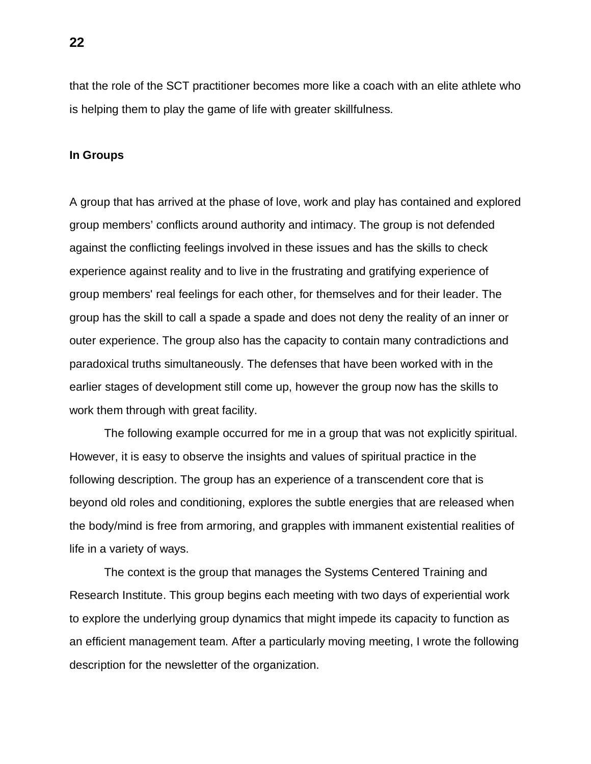that the role of the SCT practitioner becomes more like a coach with an elite athlete who is helping them to play the game of life with greater skillfulness.

**In Groups**

A group that has arrived at the phase of love, work and play has contained and explored group members' conflicts around authority and intimacy. The group is not defended against the conflicting feelings involved in these issues and has the skills to check experience against reality and to live in the frustrating and gratifying experience of group members' real feelings for each other, for themselves and for their leader. The group has the skill to call a spade a spade and does not deny the reality of an inner or outer experience. The group also has the capacity to contain many contradictions and paradoxical truths simultaneously. The defenses that have been worked with in the earlier stages of development still come up, however the group now has the skills to work them through with great facility.

The following example occurred for me in a group that was not explicitly spiritual. However, it is easy to observe the insights and values of spiritual practice in the following description. The group has an experience of a transcendent core that is beyond old roles and conditioning, explores the subtle energies that are released when the body/mind is free from armoring, and grapples with immanent existential realities of life in a variety of ways.

The context is the group that manages the Systems Centered Training and Research Institute. This group begins each meeting with two days of experiential work to explore the underlying group dynamics that might impede its capacity to function as an efficient management team. After a particularly moving meeting, I wrote the following description for the newsletter of the organization.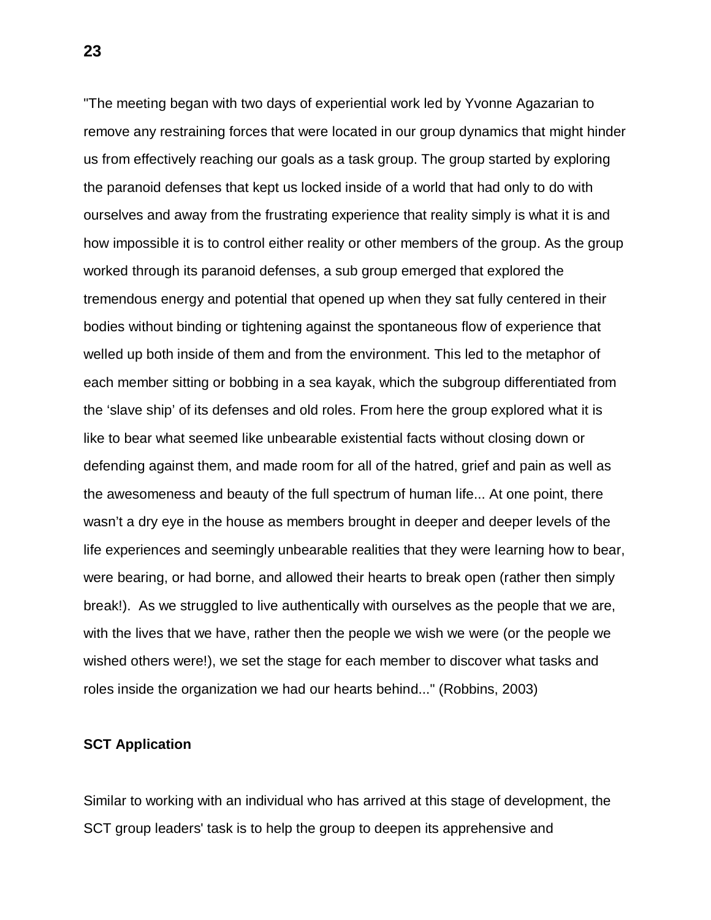"The meeting began with two days of experiential work led by Yvonne Agazarian to remove any restraining forces that were located in our group dynamics that might hinder us from effectively reaching our goals as a task group. The group started by exploring the paranoid defenses that kept us locked inside of a world that had only to do with ourselves and away from the frustrating experience that reality simply is what it is and how impossible it is to control either reality or other members of the group. As the group worked through its paranoid defenses, a sub group emerged that explored the tremendous energy and potential that opened up when they sat fully centered in their bodies without binding or tightening against the spontaneous flow of experience that welled up both inside of them and from the environment. This led to the metaphor of each member sitting or bobbing in a sea kayak, which the subgroup differentiated from the 'slave ship' of its defenses and old roles. From here the group explored what it is like to bear what seemed like unbearable existential facts without closing down or defending against them, and made room for all of the hatred, grief and pain as well as the awesomeness and beauty of the full spectrum of human life... At one point, there wasn't a dry eye in the house as members brought in deeper and deeper levels of the life experiences and seemingly unbearable realities that they were learning how to bear, were bearing, or had borne, and allowed their hearts to break open (rather then simply break!). As we struggled to live authentically with ourselves as the people that we are, with the lives that we have, rather then the people we wish we were (or the people we wished others were!), we set the stage for each member to discover what tasks and roles inside the organization we had our hearts behind..." (Robbins, 2003)

**SCT Application**

Similar to working with an individual who has arrived at this stage of development, the SCT group leaders' task is to help the group to deepen its apprehensive and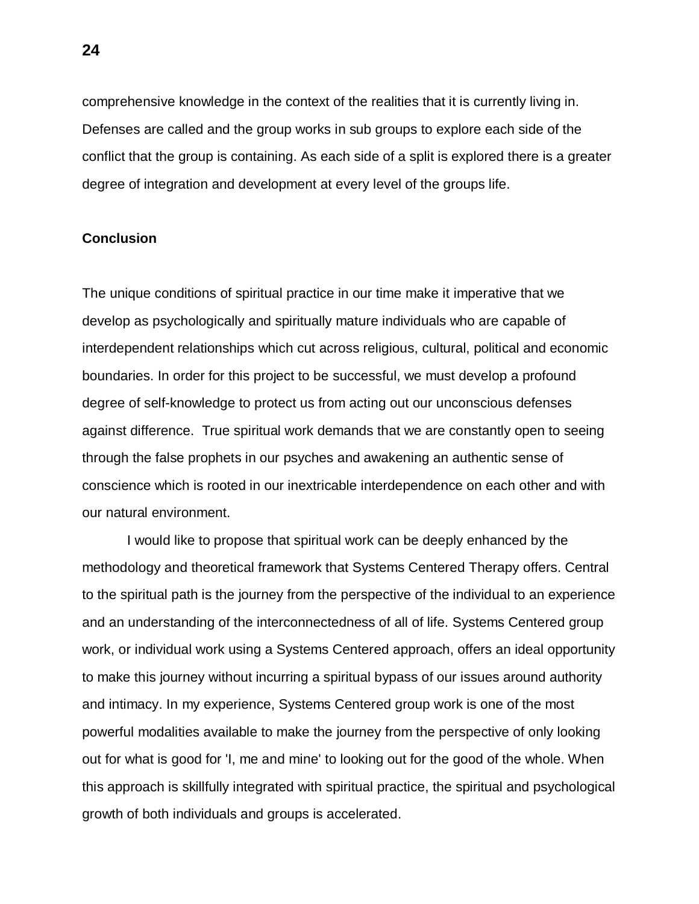comprehensive knowledge in the context of the realities that it is currently living in. Defenses are called and the group works in sub groups to explore each side of the conflict that the group is containing. As each side of a split is explored there is a greater degree of integration and development at every level of the groups life.

## Conclusion

The unique conditions of spiritual practice in our time make it imperative that we develop as psychologically and spiritually mature individuals who are capable of interdependent relationships which cut across religious, cultural, political and economic boundaries. In order for this project to be successful, we must develop a profound degree of self-knowledge to protect us from acting out our unconscious defenses against difference.  True spiritual work demands that we are constantly open to seeing through the false prophets in our psyches and awakening an authentic sense of conscience which is rooted in our inextricable interdependence on each other and with our natural environment.

I would like to propose that spiritual work can be deeply enhanced by the methodology and theoretical framework that Systems Centered Therapy offers. Central to the spiritual path is the journey from the perspective of the individual to an experience and an understanding of the interconnectedness of all of life. Systems Centered group work, or individual work using a Systems Centered approach, offers an ideal opportunity to make this journey without incurring a spiritual bypass of our issues around authority and intimacy. In my experience, Systems Centered group work is one of the most powerful modalities available to make the journey from the perspective of only looking out for what is good for 'I, me and mine' to looking out for the good of the whole. When this approach is skillfully integrated with spiritual practice, the spiritual and psychological growth of both individuals and groups is accelerated.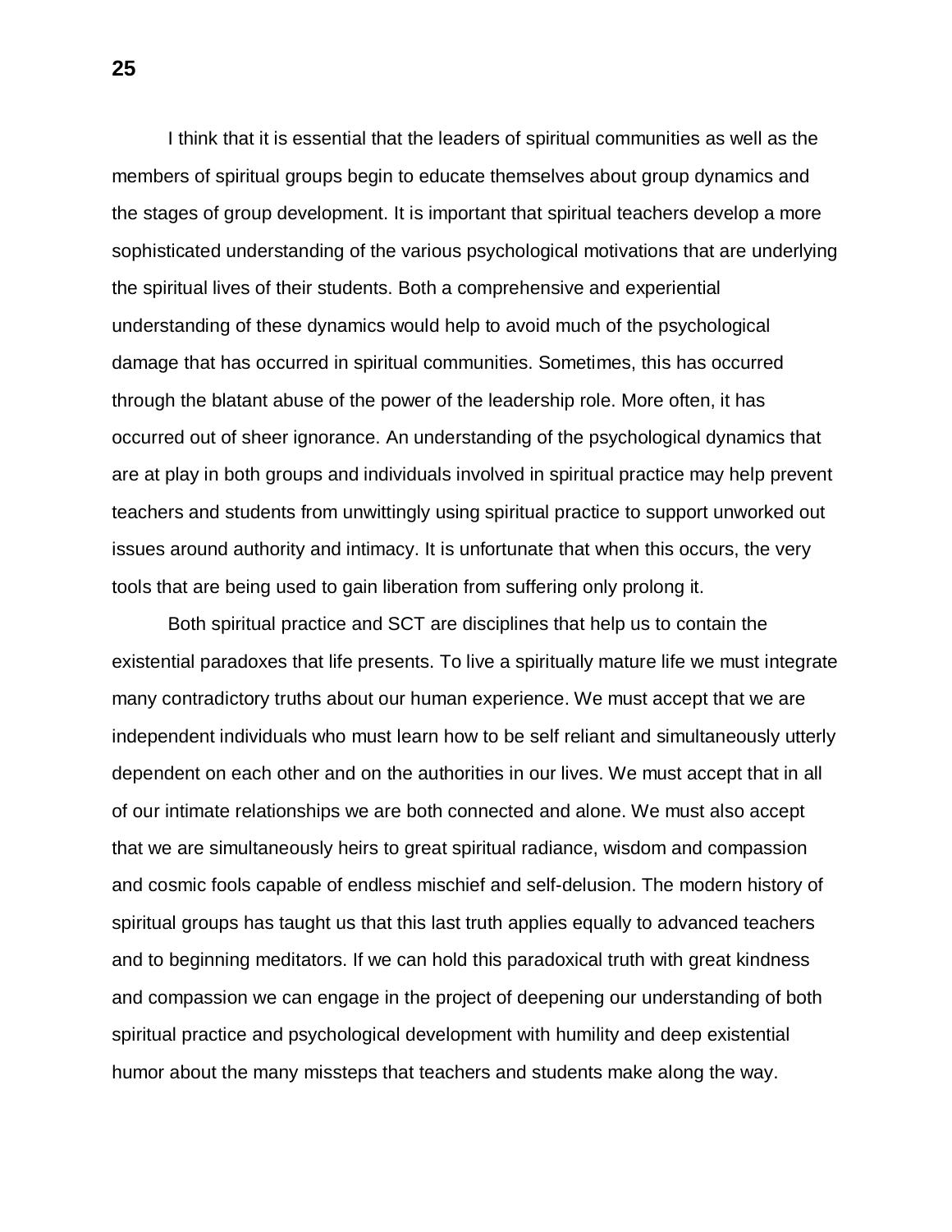I think that it is essential that the leaders of spiritual communities as well as the members of spiritual groups begin to educate themselves about group dynamics and the stages of group development. It is important that spiritual teachers develop a more sophisticated understanding of the various psychological motivations that are underlying the spiritual lives of their students. Both a comprehensive and experiential understanding of these dynamics would help to avoid much of the psychological damage that has occurred in spiritual communities. Sometimes, this has occurred through the blatant abuse of the power of the leadership role. More often, it has occurred out of sheer ignorance. An understanding of the psychological dynamics that are at play in both groups and individuals involved in spiritual practice may help prevent teachers and students from unwittingly using spiritual practice to support unworked out issues around authority and intimacy. It is unfortunate that when this occurs, the very tools that are being used to gain liberation from suffering only prolong it.

Both spiritual practice and SCT are disciplines that help us to contain the existential paradoxes that life presents. To live a spiritually mature life we must integrate many contradictory truths about our human experience. We must accept that we are independent individuals who must learn how to be self reliant and simultaneously utterly dependent on each other and on the authorities in our lives. We must accept that in all of our intimate relationships we are both connected and alone. We must also accept that we are simultaneously heirs to great spiritual radiance, wisdom and compassion and cosmic fools capable of endless mischief and self-delusion. The modern history of spiritual groups has taught us that this last truth applies equally to advanced teachers and to beginning meditators. If we can hold this paradoxical truth with great kindness and compassion we can engage in the project of deepening our understanding of both spiritual practice and psychological development with humility and deep existential humor about the many missteps that teachers and students make along the way.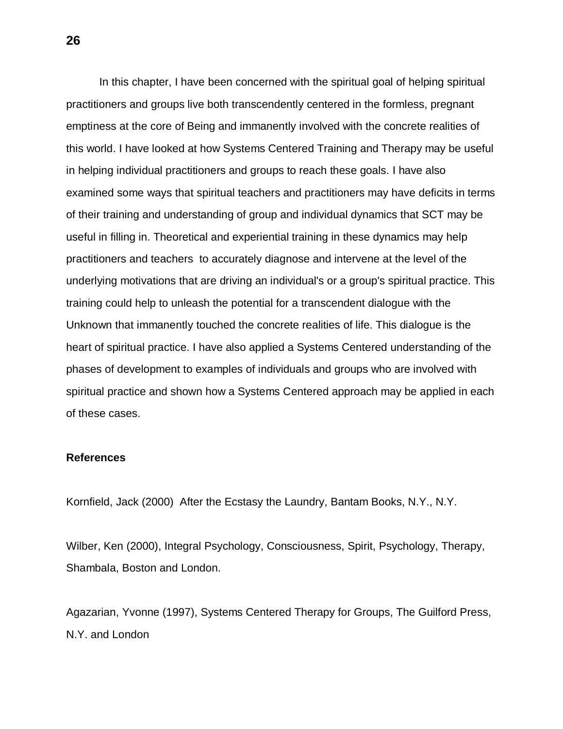In this chapter, I have been concerned with the spiritual goal of helping spiritual practitioners and groups live both transcendently centered in the formless, pregnant emptiness at the core of Being and immanently involved with the concrete realities of this world. I have looked at how Systems Centered Training and Therapy may be useful in helping individual practitioners and groups to reach these goals. I have also examined some ways that spiritual teachers and practitioners may have deficits in terms of their training and understanding of group and individual dynamics that SCT may be useful in filling in. Theoretical and experiential training in these dynamics may help practitioners and teachers to accurately diagnose and intervene at the level of the underlying motivations that are driving an individual's or a group's spiritual practice. This training could help to unleash the potential for a transcendent dialogue with the Unknown that immanently touched the concrete realities of life. This dialogue is the heart of spiritual practice. I have also applied a Systems Centered understanding of the phases of development to examples of individuals and groups who are involved with spiritual practice and shown how a Systems Centered approach may be applied in each of these cases.

**References**

Kornfield, Jack (2000) After the Ecstasy the Laundry, Bantam Books, N.Y., N.Y.

Wilber, Ken (2000), Integral Psychology, Consciousness, Spirit, Psychology, Therapy, Shambala, Boston and London.

Agazarian, Yvonne (1997), Systems Centered Therapy for Groups, The Guilford Press, N.Y. and London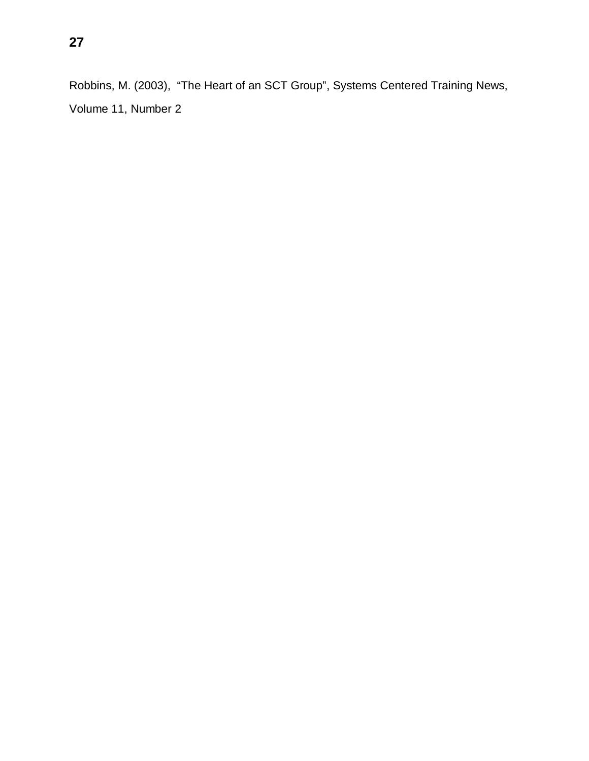Robbins, M. (2003), “The Heart of an SCT Group”, Systems Centered Training News, Volume 11, Number 2